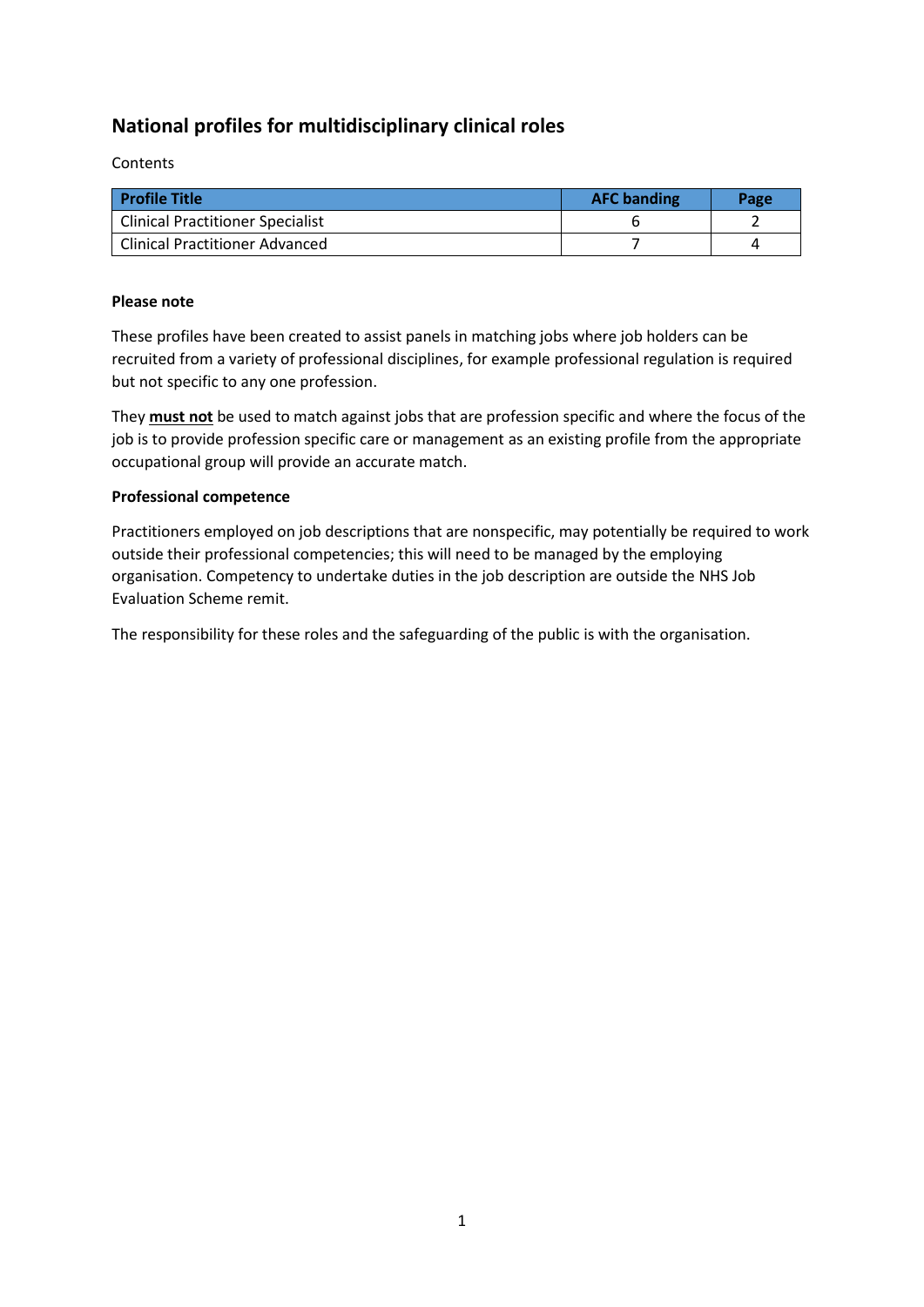# National profiles for multidisciplinary clinical roles

Contents

| Profile Title | AFC banding | Page |
|---|---|---|
| Clinical Practitioner Specialist | 6 | 2 |
| Clinical Practitioner Advanced | 7 | 4 |

**Please note**

These profiles have been created to assist panels in matching jobs where job holders can be recruited from a variety of professional disciplines, for example professional regulation is required but not specific to any one profession.

They **must not** be used to match against jobs that are profession specific and where the focus of the job is to provide profession specific care or management as an existing profile from the appropriate occupational group will provide an accurate match.

**Professional competence**

Practitioners employed on job descriptions that are nonspecific, may potentially be required to work outside their professional competencies; this will need to be managed by the employing organisation. Competency to undertake duties in the job description are outside the NHS Job Evaluation Scheme remit.

The responsibility for these roles and the safeguarding of the public is with the organisation.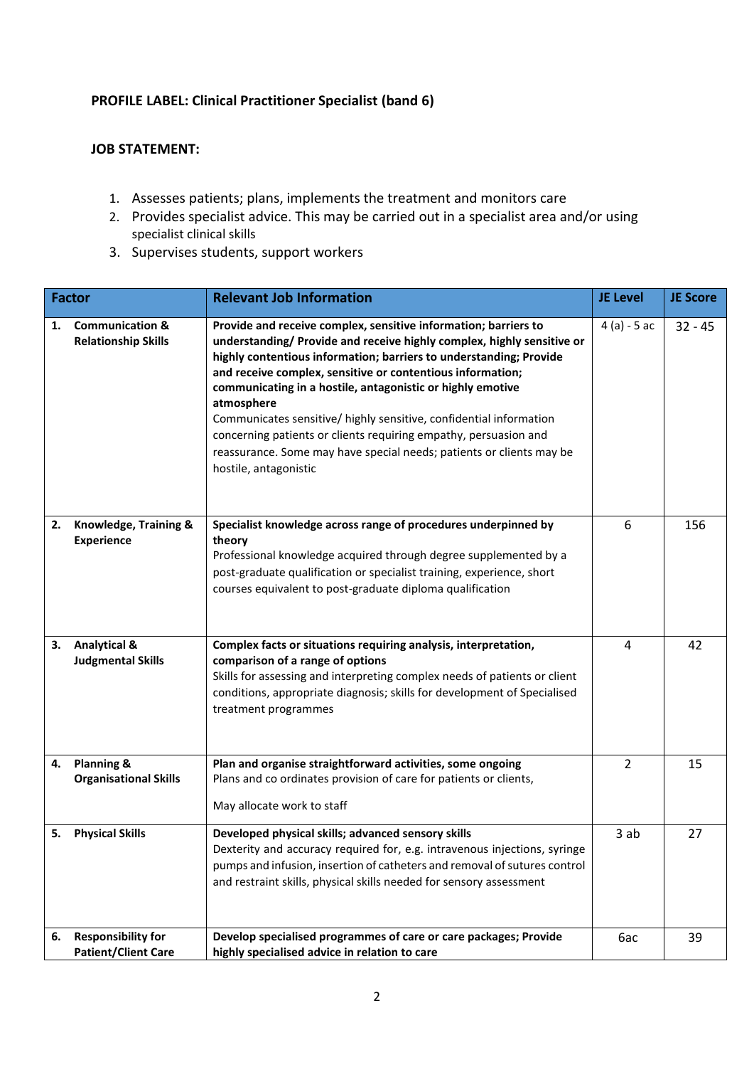**PROFILE LABEL: Clinical Practitioner Specialist (band 6)**

**JOB STATEMENT:**

1. Assesses patients; plans, implements the treatment and monitors care
2. Provides specialist advice. This may be carried out in a specialist area and/or using specialist clinical skills
3. Supervises students, support workers

| Factor | Relevant Job Information | JE Level | JE Score |
|---|---|---|---|
| 1. **Communication & Relationship Skills** | **Provide and receive complex, sensitive information; barriers to understanding/ Provide and receive highly complex, highly sensitive or highly contentious information; barriers to understanding; Provide and receive complex, sensitive or contentious information; communicating in a hostile, antagonistic or highly emotive atmosphere**<br>Communicates sensitive/ highly sensitive, confidential information concerning patients or clients requiring empathy, persuasion and reassurance. Some may have special needs; patients or clients may be hostile, antagonistic | 4 (a) - 5 ac | 32 - 45 |
| 2. **Knowledge, Training & Experience** | **Specialist knowledge across range of procedures underpinned by theory**<br>Professional knowledge acquired through degree supplemented by a post-graduate qualification or specialist training, experience, short courses equivalent to post-graduate diploma qualification | 6 | 156 |
| 3. **Analytical & Judgmental Skills** | **Complex facts or situations requiring analysis, interpretation, comparison of a range of options**<br>Skills for assessing and interpreting complex needs of patients or client conditions, appropriate diagnosis; skills for development of Specialised treatment programmes | 4 | 42 |
| 4. **Planning & Organisational Skills** | **Plan and organise straightforward activities, some ongoing**<br>Plans and co ordinates provision of care for patients or clients,<br><br>May allocate work to staff | 2 | 15 |
| 5. **Physical Skills** | **Developed physical skills; advanced sensory skills**<br>Dexterity and accuracy required for, e.g. intravenous injections, syringe pumps and infusion, insertion of catheters and removal of sutures control and restraint skills, physical skills needed for sensory assessment | 3 ab | 27 |
| 6. **Responsibility for Patient/Client Care** | **Develop specialised programmes of care or care packages; Provide highly specialised advice in relation to care** | 6ac | 39 |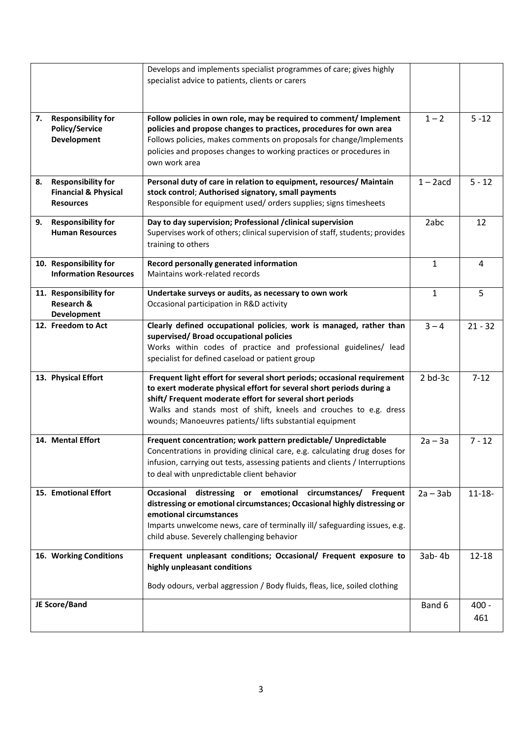| | | | |
|---|---|---|---|
| | Develops and implements specialist programmes of care; gives highly specialist advice to patients, clients or carers | | |
| **7. Responsibility for Policy/Service Development** | **Follow policies in own role, may be required to comment/ Implement policies and propose changes to practices, procedures for own area** Follows policies, makes comments on proposals for change/Implements policies and proposes changes to working practices or procedures in own work area | 1 – 2 | 5 -12 |
| **8. Responsibility for Financial & Physical Resources** | **Personal duty of care in relation to equipment, resources/ Maintain stock control**; **Authorised signatory, small payments** Responsible for equipment used/ orders supplies; signs timesheets | 1 – 2acd | 5 - 12 |
| **9. Responsibility for Human Resources** | **Day to day supervision; Professional /clinical supervision** Supervises work of others; clinical supervision of staff, students; provides training to others | 2abc | 12 |
| **10. Responsibility for Information Resources** | **Record personally generated information** Maintains work-related records | 1 | 4 |
| **11. Responsibility for Research & Development** | **Undertake surveys or audits, as necessary to own work** Occasional participation in R&D activity | 1 | 5 |
| **12. Freedom to Act** | **Clearly defined occupational policies**, **work is managed, rather than supervised/ Broad occupational policies** Works within codes of practice and professional guidelines/ lead specialist for defined caseload or patient group | 3 – 4 | 21 - 32 |
| **13. Physical Effort** | **Frequent light effort for several short periods; occasional requirement to exert moderate physical effort for several short periods during a shift/ Frequent moderate effort for several short periods** Walks and stands most of shift, kneels and crouches to e.g. dress wounds; Manoeuvres patients/ lifts substantial equipment | 2 bd-3c | 7-12 |
| **14. Mental Effort** | **Frequent concentration; work pattern predictable/ Unpredictable** Concentrations in providing clinical care, e.g. calculating drug doses for infusion, carrying out tests, assessing patients and clients / Interruptions to deal with unpredictable client behavior | 2a – 3a | 7 - 12 |
| **15. Emotional Effort** | **Occasional distressing or emotional circumstances/ Frequent distressing or emotional circumstances; Occasional highly distressing or emotional circumstances** Imparts unwelcome news, care of terminally ill/ safeguarding issues, e.g. child abuse. Severely challenging behavior | 2a – 3ab | 11-18- |
| **16. Working Conditions** | **Frequent unpleasant conditions; Occasional/ Frequent exposure to highly unpleasant conditions** Body odours, verbal aggression / Body fluids, fleas, lice, soiled clothing | 3ab- 4b | 12-18 |
| **JE Score/Band** | | Band 6 | 400 - 461 |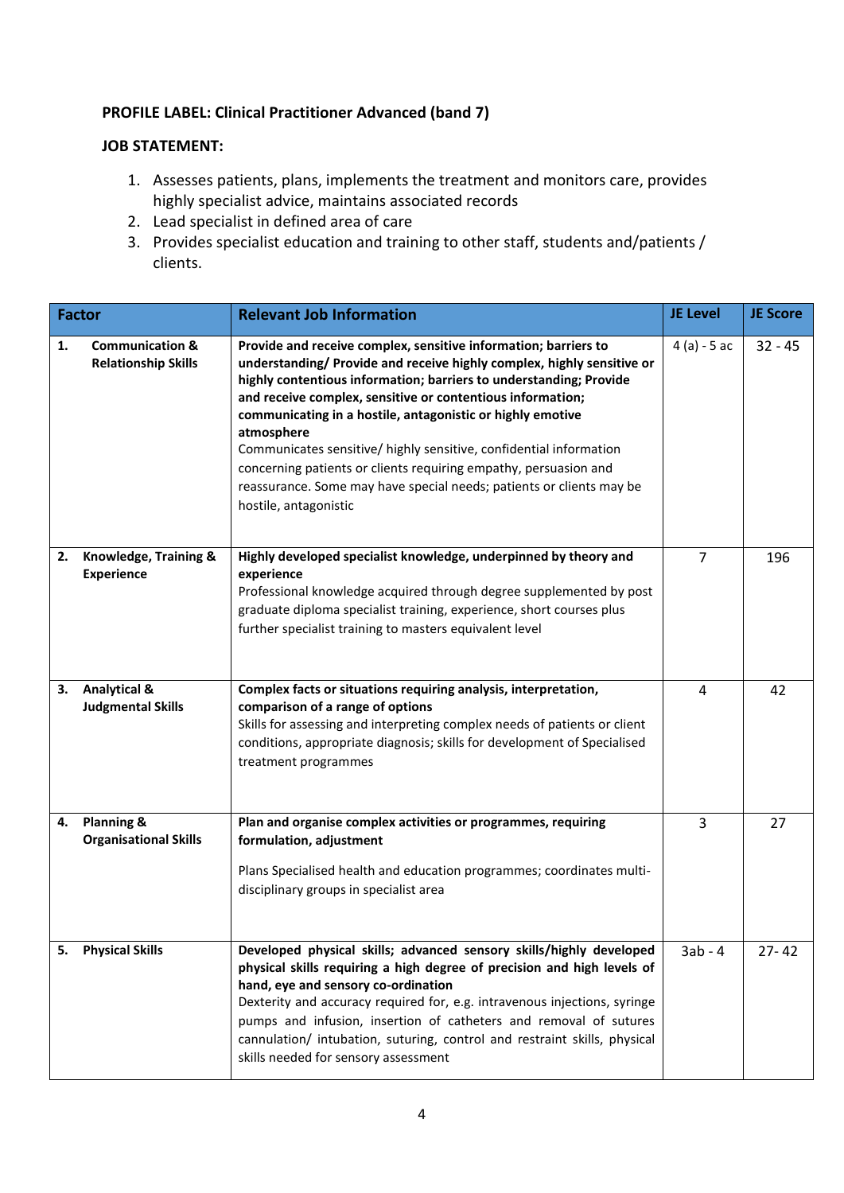**PROFILE LABEL: Clinical Practitioner Advanced (band 7)**

**JOB STATEMENT:**

1. Assesses patients, plans, implements the treatment and monitors care, provides highly specialist advice, maintains associated records
2. Lead specialist in defined area of care
3. Provides specialist education and training to other staff, students and/patients / clients.

| Factor | Relevant Job Information | JE Level | JE Score |
|---|---|---|---|
| 1. Communication & Relationship Skills | **Provide and receive complex, sensitive information; barriers to understanding/ Provide and receive highly complex, highly sensitive or highly contentious information; barriers to understanding; Provide and receive complex, sensitive or contentious information; communicating in a hostile, antagonistic or highly emotive atmosphere**<br>Communicates sensitive/ highly sensitive, confidential information concerning patients or clients requiring empathy, persuasion and reassurance. Some may have special needs; patients or clients may be hostile, antagonistic | 4 (a) - 5 ac | 32 - 45 |
| 2. Knowledge, Training & Experience | **Highly developed specialist knowledge, underpinned by theory and experience**<br>Professional knowledge acquired through degree supplemented by post graduate diploma specialist training, experience, short courses plus further specialist training to masters equivalent level | 7 | 196 |
| 3. Analytical & Judgmental Skills | **Complex facts or situations requiring analysis, interpretation, comparison of a range of options**<br>Skills for assessing and interpreting complex needs of patients or client conditions, appropriate diagnosis; skills for development of Specialised treatment programmes | 4 | 42 |
| 4. Planning & Organisational Skills | **Plan and organise complex activities or programmes, requiring formulation, adjustment**<br>Plans Specialised health and education programmes; coordinates multi-disciplinary groups in specialist area | 3 | 27 |
| 5. Physical Skills | **Developed physical skills; advanced sensory skills/highly developed physical skills requiring a high degree of precision and high levels of hand, eye and sensory co-ordination**<br>Dexterity and accuracy required for, e.g. intravenous injections, syringe pumps and infusion, insertion of catheters and removal of sutures cannulation/ intubation, suturing, control and restraint skills, physical skills needed for sensory assessment | 3ab - 4 | 27- 42 |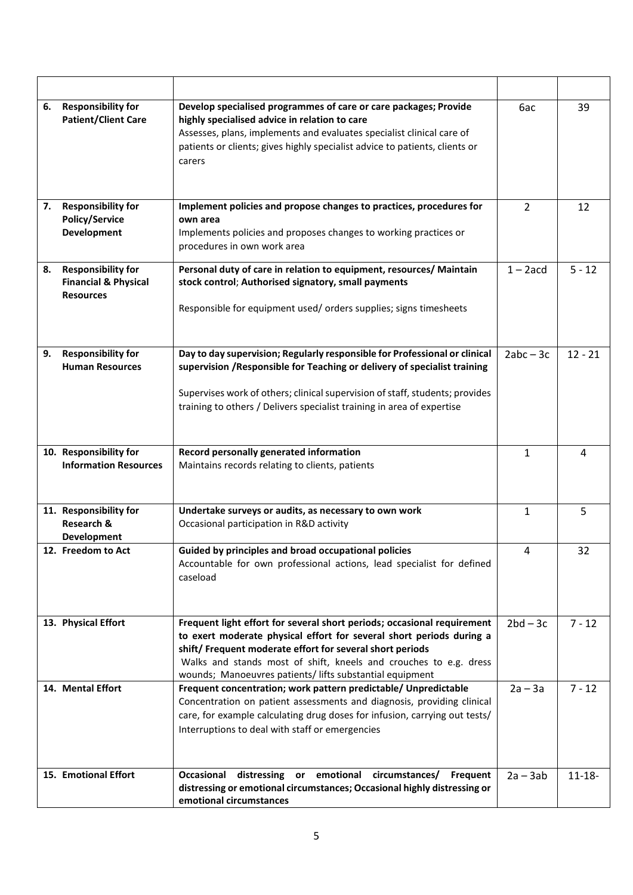| | | | |
|---|---|---|---|
| 6. **Responsibility for Patient/Client Care** | **Develop specialised programmes of care or care packages; Provide highly specialised advice in relation to care**<br>Assesses, plans, implements and evaluates specialist clinical care of patients or clients; gives highly specialist advice to patients, clients or carers | 6ac | 39 |
| 7. **Responsibility for Policy/Service Development** | **Implement policies and propose changes to practices, procedures for own area**<br>Implements policies and proposes changes to working practices or procedures in own work area | 2 | 12 |
| 8. **Responsibility for Financial & Physical Resources** | **Personal duty of care in relation to equipment, resources/ Maintain stock control**; **Authorised signatory, small payments**<br><br>Responsible for equipment used/ orders supplies; signs timesheets | 1 – 2acd | 5 - 12 |
| 9. **Responsibility for Human Resources** | **Day to day supervision; Regularly responsible for Professional or clinical supervision /Responsible for Teaching or delivery of specialist training**<br><br>Supervises work of others; clinical supervision of staff, students; provides training to others / Delivers specialist training in area of expertise | 2abc – 3c | 12 - 21 |
| 10. **Responsibility for Information Resources** | **Record personally generated information**<br>Maintains records relating to clients, patients | 1 | 4 |
| 11. **Responsibility for Research & Development** | **Undertake surveys or audits, as necessary to own work**<br>Occasional participation in R&D activity | 1 | 5 |
| 12. **Freedom to Act** | **Guided by principles and broad occupational policies**<br>Accountable for own professional actions, lead specialist for defined caseload | 4 | 32 |
| 13. **Physical Effort** | **Frequent light effort for several short periods; occasional requirement to exert moderate physical effort for several short periods during a shift/ Frequent moderate effort for several short periods**<br>Walks and stands most of shift, kneels and crouches to e.g. dress wounds; Manoeuvres patients/ lifts substantial equipment | 2bd – 3c | 7 - 12 |
| 14. **Mental Effort** | **Frequent concentration; work pattern predictable/ Unpredictable**<br>Concentration on patient assessments and diagnosis, providing clinical care, for example calculating drug doses for infusion, carrying out tests/ Interruptions to deal with staff or emergencies | 2a – 3a | 7 - 12 |
| 15. **Emotional Effort** | **Occasional distressing or emotional circumstances/ Frequent distressing or emotional circumstances; Occasional highly distressing or emotional circumstances** | 2a – 3ab | 11-18- |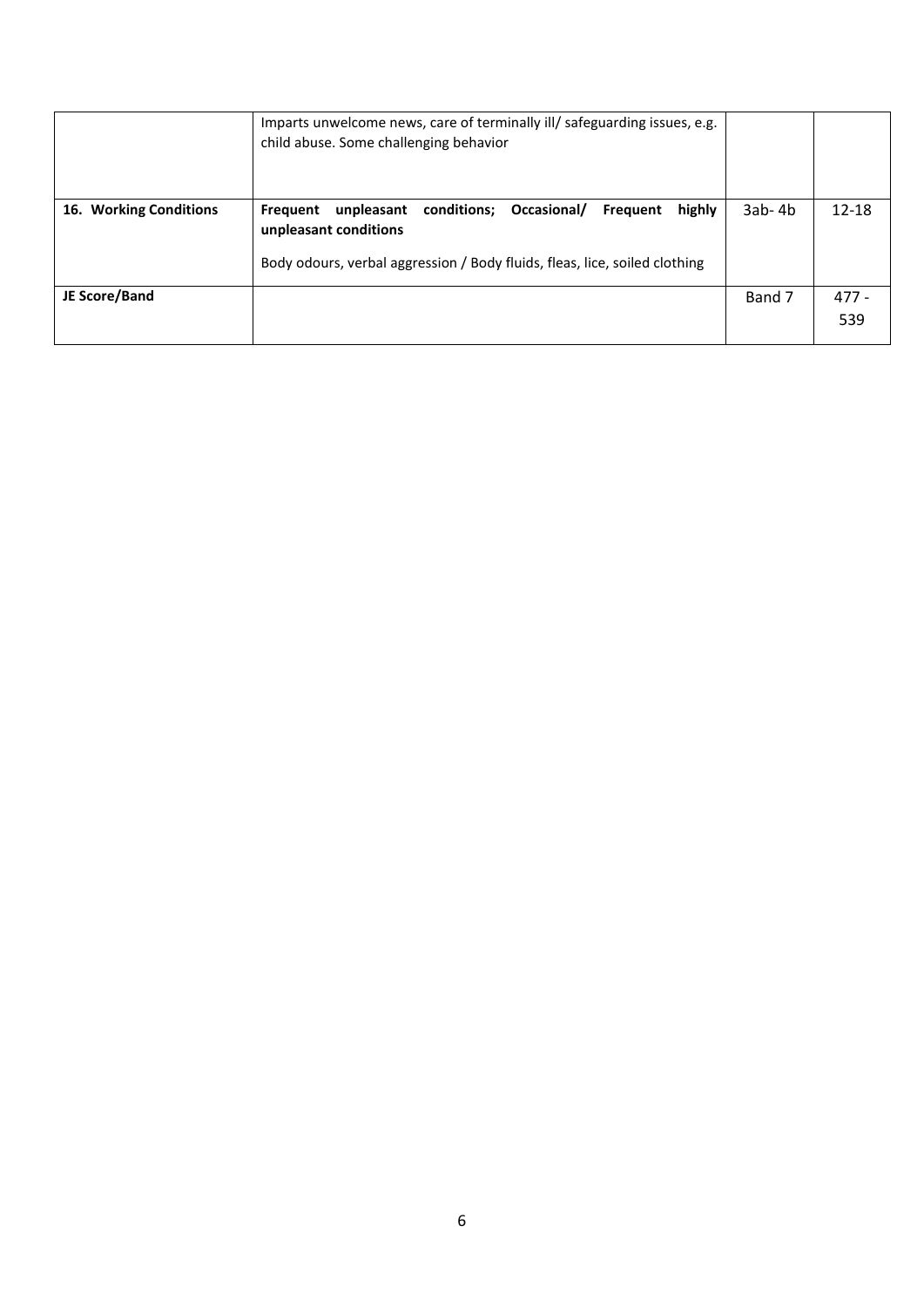| | | | |
|---|---|---|---|
| | Imparts unwelcome news, care of terminally ill/ safeguarding issues, e.g. child abuse. Some challenging behavior | | |
| **16. Working Conditions** | **Frequent unpleasant conditions; Occasional/ Frequent highly unpleasant conditions**<br><br>Body odours, verbal aggression / Body fluids, fleas, lice, soiled clothing | 3ab- 4b | 12-18 |
| **JE Score/Band** | | Band 7 | 477 - 539 |